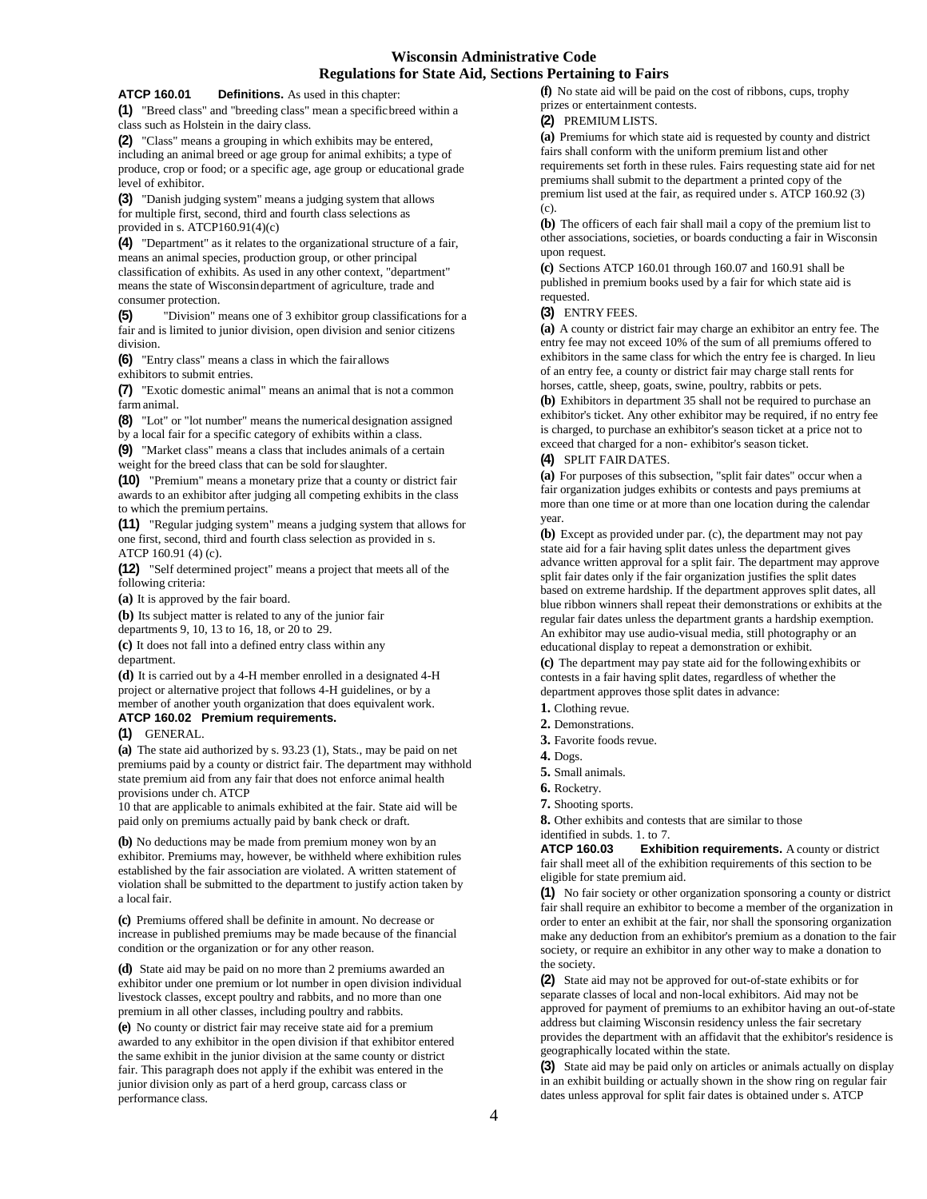# Wisconsin Administrative Code
## Regulations for State Aid, Sections Pertaining to Fairs

**ATCP 160.01 Definitions.** As used in this chapter:

**(1)** "Breed class" and "breeding class" mean a specific breed within a class such as Holstein in the dairy class.

**(2)** "Class" means a grouping in which exhibits may be entered, including an animal breed or age group for animal exhibits; a type of produce, crop or food; or a specific age, age group or educational grade level of exhibitor.

**(3)** "Danish judging system" means a judging system that allows for multiple first, second, third and fourth class selections as provided in s. ATCP160.91(4)(c)

**(4)** "Department" as it relates to the organizational structure of a fair, means an animal species, production group, or other principal classification of exhibits. As used in any other context, "department" means the state of Wisconsin department of agriculture, trade and consumer protection.

**(5)** "Division" means one of 3 exhibitor group classifications for a fair and is limited to junior division, open division and senior citizens division.

**(6)** "Entry class" means a class in which the fair allows exhibitors to submit entries.

**(7)** "Exotic domestic animal" means an animal that is not a common farm animal.

**(8)** "Lot" or "lot number" means the numerical designation assigned by a local fair for a specific category of exhibits within a class.

**(9)** "Market class" means a class that includes animals of a certain weight for the breed class that can be sold for slaughter.

**(10)** "Premium" means a monetary prize that a county or district fair awards to an exhibitor after judging all competing exhibits in the class to which the premium pertains.

**(11)** "Regular judging system" means a judging system that allows for one first, second, third and fourth class selection as provided in s. ATCP 160.91 (4) (c).

**(12)** "Self determined project" means a project that meets all of the following criteria:

**(a)** It is approved by the fair board.

**(b)** Its subject matter is related to any of the junior fair departments 9, 10, 13 to 16, 18, or 20 to 29.

**(c)** It does not fall into a defined entry class within any department.

**(d)** It is carried out by a 4-H member enrolled in a designated 4-H project or alternative project that follows 4-H guidelines, or by a member of another youth organization that does equivalent work.

**ATCP 160.02 Premium requirements.**

**(1)** GENERAL.

**(a)** The state aid authorized by s. 93.23 (1), Stats., may be paid on net premiums paid by a county or district fair. The department may withhold state premium aid from any fair that does not enforce animal health provisions under ch. ATCP 10 that are applicable to animals exhibited at the fair. State aid will be paid only on premiums actually paid by bank check or draft.

**(b)** No deductions may be made from premium money won by an exhibitor. Premiums may, however, be withheld where exhibition rules established by the fair association are violated. A written statement of violation shall be submitted to the department to justify action taken by a local fair.

**(c)** Premiums offered shall be definite in amount. No decrease or increase in published premiums may be made because of the financial condition or the organization or for any other reason.

**(d)** State aid may be paid on no more than 2 premiums awarded an exhibitor under one premium or lot number in open division individual livestock classes, except poultry and rabbits, and no more than one premium in all other classes, including poultry and rabbits.

**(e)** No county or district fair may receive state aid for a premium awarded to any exhibitor in the open division if that exhibitor entered the same exhibit in the junior division at the same county or district fair. This paragraph does not apply if the exhibit was entered in the junior division only as part of a herd group, carcass class or performance class.

**(f)** No state aid will be paid on the cost of ribbons, cups, trophy prizes or entertainment contests.

**(2)** PREMIUM LISTS.

**(a)** Premiums for which state aid is requested by county and district fairs shall conform with the uniform premium list and other requirements set forth in these rules. Fairs requesting state aid for net premiums shall submit to the department a printed copy of the premium list used at the fair, as required under s. ATCP 160.92 (3) (c).

**(b)** The officers of each fair shall mail a copy of the premium list to other associations, societies, or boards conducting a fair in Wisconsin upon request.

**(c)** Sections ATCP 160.01 through 160.07 and 160.91 shall be published in premium books used by a fair for which state aid is requested.

**(3)** ENTRY FEES.

**(a)** A county or district fair may charge an exhibitor an entry fee. The entry fee may not exceed 10% of the sum of all premiums offered to exhibitors in the same class for which the entry fee is charged. In lieu of an entry fee, a county or district fair may charge stall rents for horses, cattle, sheep, goats, swine, poultry, rabbits or pets.

**(b)** Exhibitors in department 35 shall not be required to purchase an exhibitor's ticket. Any other exhibitor may be required, if no entry fee is charged, to purchase an exhibitor's season ticket at a price not to exceed that charged for a non- exhibitor's season ticket.

**(4)** SPLIT FAIR DATES.

**(a)** For purposes of this subsection, "split fair dates" occur when a fair organization judges exhibits or contests and pays premiums at more than one time or at more than one location during the calendar year.

**(b)** Except as provided under par. (c), the department may not pay state aid for a fair having split dates unless the department gives advance written approval for a split fair. The department may approve split fair dates only if the fair organization justifies the split dates based on extreme hardship. If the department approves split dates, all blue ribbon winners shall repeat their demonstrations or exhibits at the regular fair dates unless the department grants a hardship exemption. An exhibitor may use audio-visual media, still photography or an educational display to repeat a demonstration or exhibit.

**(c)** The department may pay state aid for the following exhibits or contests in a fair having split dates, regardless of whether the department approves those split dates in advance:

1. Clothing revue.
2. Demonstrations.
3. Favorite foods revue.
4. Dogs.
5. Small animals.
6. Rocketry.
7. Shooting sports.
8. Other exhibits and contests that are similar to those identified in subds. 1. to 7.

**ATCP 160.03 Exhibition requirements.** A county or district fair shall meet all of the exhibition requirements of this section to be eligible for state premium aid.

**(1)** No fair society or other organization sponsoring a county or district fair shall require an exhibitor to become a member of the organization in order to enter an exhibit at the fair, nor shall the sponsoring organization make any deduction from an exhibitor's premium as a donation to the fair society, or require an exhibitor in any other way to make a donation to the society.

**(2)** State aid may not be approved for out-of-state exhibits or for separate classes of local and non-local exhibitors. Aid may not be approved for payment of premiums to an exhibitor having an out-of-state address but claiming Wisconsin residency unless the fair secretary provides the department with an affidavit that the exhibitor's residence is geographically located within the state.

**(3)** State aid may be paid only on articles or animals actually on display in an exhibit building or actually shown in the show ring on regular fair dates unless approval for split fair dates is obtained under s. ATCP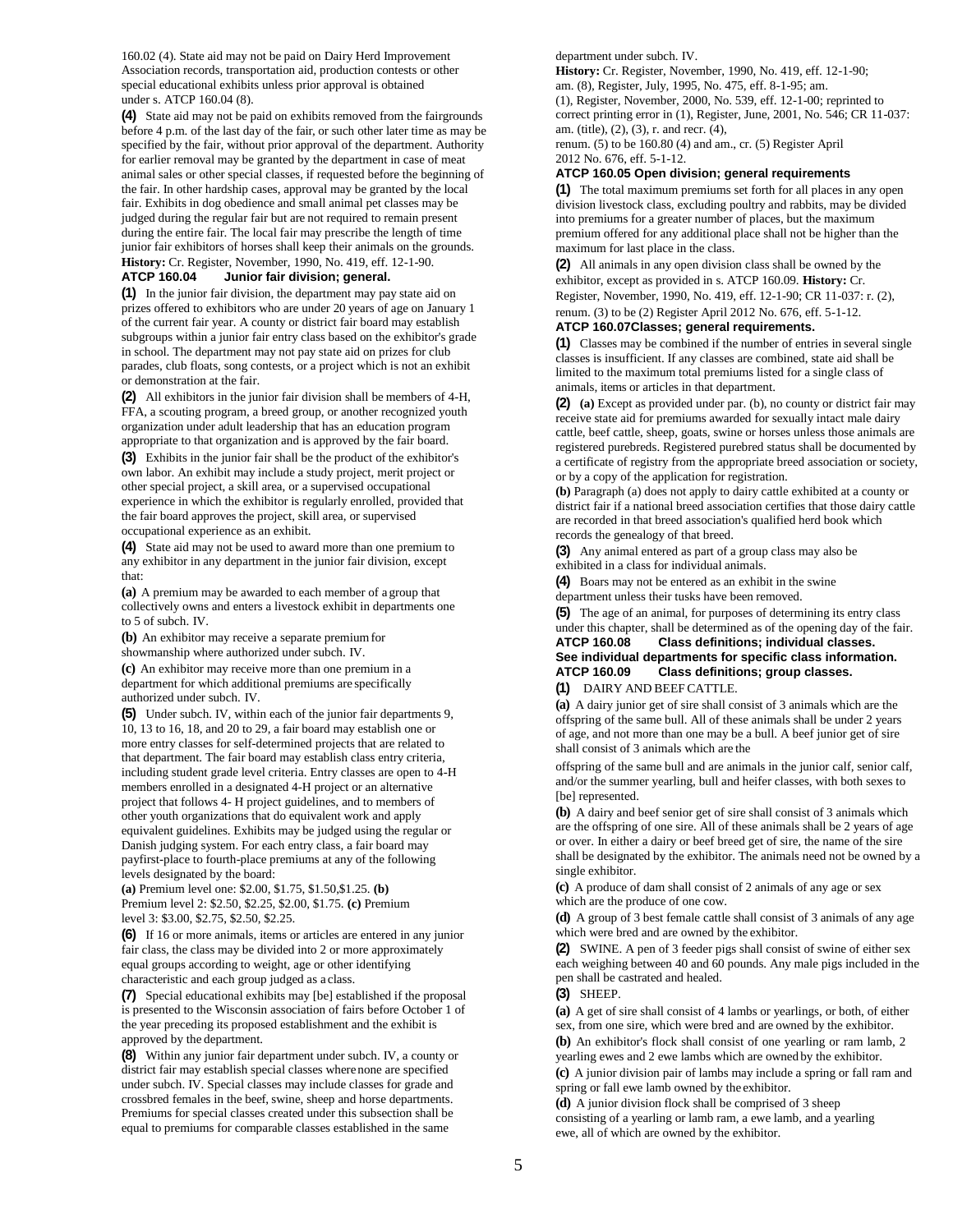160.02 (4). State aid may not be paid on Dairy Herd Improvement Association records, transportation aid, production contests or other special educational exhibits unless prior approval is obtained under s. ATCP 160.04 (8).

**(4)** State aid may not be paid on exhibits removed from the fairgrounds before 4 p.m. of the last day of the fair, or such other later time as may be specified by the fair, without prior approval of the department. Authority for earlier removal may be granted by the department in case of meat animal sales or other special classes, if requested before the beginning of the fair. In other hardship cases, approval may be granted by the local fair. Exhibits in dog obedience and small animal pet classes may be judged during the regular fair but are not required to remain present during the entire fair. The local fair may prescribe the length of time junior fair exhibitors of horses shall keep their animals on the grounds.

**History:** Cr. Register, November, 1990, No. 419, eff. 12-1-90.

**ATCP 160.04 Junior fair division; general.**

**(1)** In the junior fair division, the department may pay state aid on prizes offered to exhibitors who are under 20 years of age on January 1 of the current fair year. A county or district fair board may establish subgroups within a junior fair entry class based on the exhibitor's grade in school. The department may not pay state aid on prizes for club parades, club floats, song contests, or a project which is not an exhibit or demonstration at the fair.

**(2)** All exhibitors in the junior fair division shall be members of 4-H, FFA, a scouting program, a breed group, or another recognized youth organization under adult leadership that has an education program appropriate to that organization and is approved by the fair board.

**(3)** Exhibits in the junior fair shall be the product of the exhibitor's own labor. An exhibit may include a study project, merit project or other special project, a skill area, or a supervised occupational experience in which the exhibitor is regularly enrolled, provided that the fair board approves the project, skill area, or supervised occupational experience as an exhibit.

**(4)** State aid may not be used to award more than one premium to any exhibitor in any department in the junior fair division, except that:

**(a)** A premium may be awarded to each member of a group that collectively owns and enters a livestock exhibit in departments one to 5 of subch. IV.

**(b)** An exhibitor may receive a separate premium for showmanship where authorized under subch. IV.

**(c)** An exhibitor may receive more than one premium in a department for which additional premiums are specifically authorized under subch. IV.

**(5)** Under subch. IV, within each of the junior fair departments 9, 10, 13 to 16, 18, and 20 to 29, a fair board may establish one or more entry classes for self-determined projects that are related to that department. The fair board may establish class entry criteria, including student grade level criteria. Entry classes are open to 4-H members enrolled in a designated 4-H project or an alternative project that follows 4- H project guidelines, and to members of other youth organizations that do equivalent work and apply equivalent guidelines. Exhibits may be judged using the regular or Danish judging system. For each entry class, a fair board may payfirst-place to fourth-place premiums at any of the following levels designated by the board:

**(a)** Premium level one: $2.00, $1.75, $1.50,$1.25. **(b)** Premium level 2: $2.50, $2.25, $2.00, $1.75. **(c)** Premium level 3: $3.00, $2.75, $2.50, $2.25.

**(6)** If 16 or more animals, items or articles are entered in any junior fair class, the class may be divided into 2 or more approximately equal groups according to weight, age or other identifying characteristic and each group judged as a class.

**(7)** Special educational exhibits may [be] established if the proposal is presented to the Wisconsin association of fairs before October 1 of the year preceding its proposed establishment and the exhibit is approved by the department.

**(8)** Within any junior fair department under subch. IV, a county or district fair may establish special classes where none are specified under subch. IV. Special classes may include classes for grade and crossbred females in the beef, swine, sheep and horse departments. Premiums for special classes created under this subsection shall be equal to premiums for comparable classes established in the same department under subch. IV.

**History:** Cr. Register, November, 1990, No. 419, eff. 12-1-90; am. (8), Register, July, 1995, No. 475, eff. 8-1-95; am. (1), Register, November, 2000, No. 539, eff. 12-1-00; reprinted to correct printing error in (1), Register, June, 2001, No. 546; CR 11-037: am. (title), (2), (3), r. and recr. (4), renum. (5) to be 160.80 (4) and am., cr. (5) Register April 2012 No. 676, eff. 5-1-12.

**ATCP 160.05 Open division; general requirements**

**(1)** The total maximum premiums set forth for all places in any open division livestock class, excluding poultry and rabbits, may be divided into premiums for a greater number of places, but the maximum premium offered for any additional place shall not be higher than the maximum for last place in the class.

**(2)** All animals in any open division class shall be owned by the exhibitor, except as provided in s. ATCP 160.09. **History:** Cr. Register, November, 1990, No. 419, eff. 12-1-90; CR 11-037: r. (2), renum. (3) to be (2) Register April 2012 No. 676, eff. 5-1-12.

**ATCP 160.07Classes; general requirements.**

**(1)** Classes may be combined if the number of entries in several single classes is insufficient. If any classes are combined, state aid shall be limited to the maximum total premiums listed for a single class of animals, items or articles in that department.

**(2)** **(a)** Except as provided under par. (b), no county or district fair may receive state aid for premiums awarded for sexually intact male dairy cattle, beef cattle, sheep, goats, swine or horses unless those animals are registered purebreds. Registered purebred status shall be documented by a certificate of registry from the appropriate breed association or society, or by a copy of the application for registration.

**(b)** Paragraph (a) does not apply to dairy cattle exhibited at a county or district fair if a national breed association certifies that those dairy cattle are recorded in that breed association's qualified herd book which records the genealogy of that breed.

**(3)** Any animal entered as part of a group class may also be exhibited in a class for individual animals.

**(4)** Boars may not be entered as an exhibit in the swine department unless their tusks have been removed.

**(5)** The age of an animal, for purposes of determining its entry class under this chapter, shall be determined as of the opening day of the fair.

**ATCP 160.08 Class definitions; individual classes. See individual departments for specific class information.**

**ATCP 160.09 Class definitions; group classes.**

**(1)** DAIRY AND BEEF CATTLE.

**(a)** A dairy junior get of sire shall consist of 3 animals which are the offspring of the same bull. All of these animals shall be under 2 years of age, and not more than one may be a bull. A beef junior get of sire shall consist of 3 animals which are the offspring of the same bull and are animals in the junior calf, senior calf, and/or the summer yearling, bull and heifer classes, with both sexes to [be] represented.

**(b)** A dairy and beef senior get of sire shall consist of 3 animals which are the offspring of one sire. All of these animals shall be 2 years of age or over. In either a dairy or beef breed get of sire, the name of the sire shall be designated by the exhibitor. The animals need not be owned by a single exhibitor.

**(c)** A produce of dam shall consist of 2 animals of any age or sex which are the produce of one cow.

**(d)** A group of 3 best female cattle shall consist of 3 animals of any age which were bred and are owned by the exhibitor.

**(2)** SWINE. A pen of 3 feeder pigs shall consist of swine of either sex each weighing between 40 and 60 pounds. Any male pigs included in the pen shall be castrated and healed.

**(3)** SHEEP.

**(a)** A get of sire shall consist of 4 lambs or yearlings, or both, of either sex, from one sire, which were bred and are owned by the exhibitor.

**(b)** An exhibitor's flock shall consist of one yearling or ram lamb, 2 yearling ewes and 2 ewe lambs which are owned by the exhibitor.

**(c)** A junior division pair of lambs may include a spring or fall ram and spring or fall ewe lamb owned by the exhibitor.

**(d)** A junior division flock shall be comprised of 3 sheep consisting of a yearling or lamb ram, a ewe lamb, and a yearling ewe, all of which are owned by the exhibitor.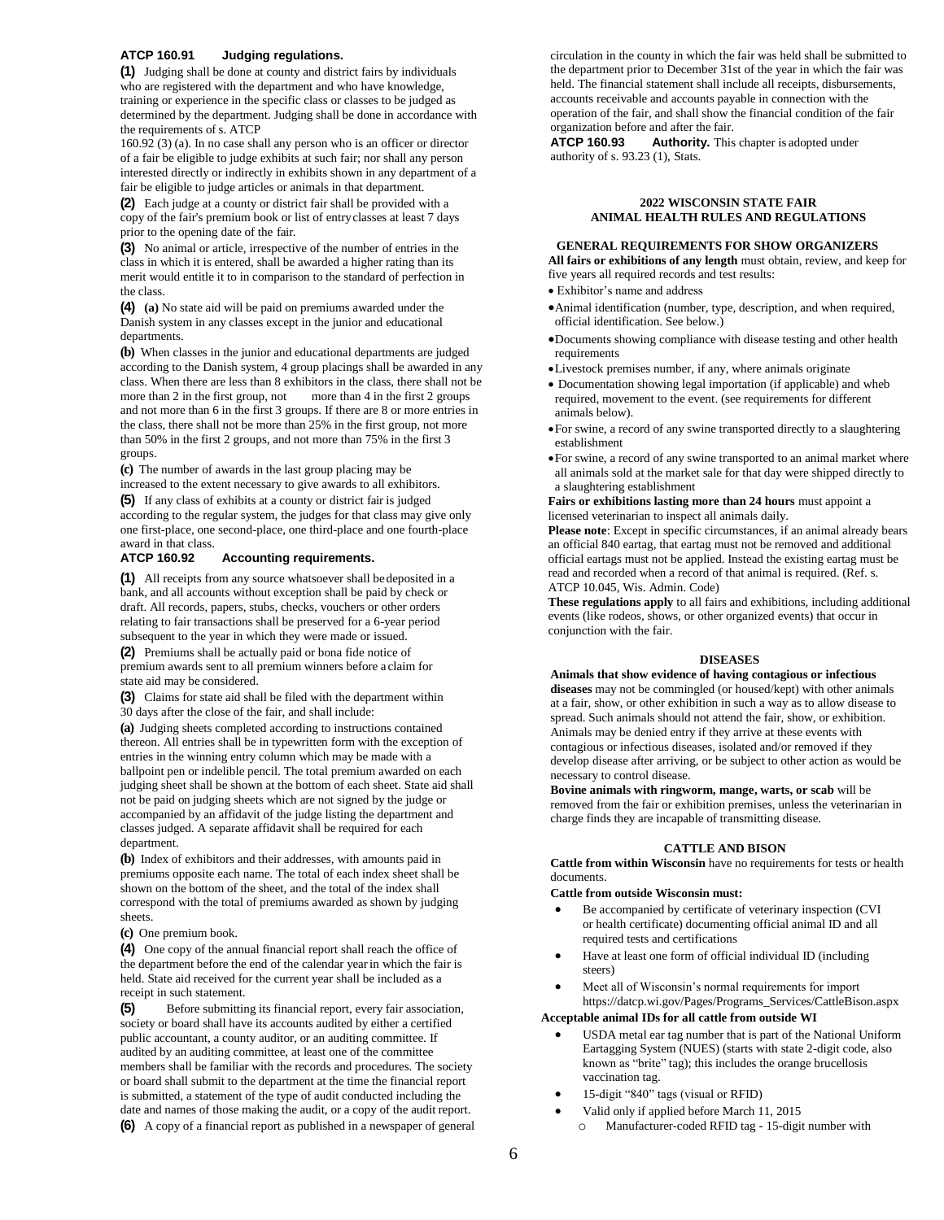### ATCP 160.91 Judging regulations.

**(1)** Judging shall be done at county and district fairs by individuals who are registered with the department and who have knowledge, training or experience in the specific class or classes to be judged as determined by the department. Judging shall be done in accordance with the requirements of s. ATCP 160.92 (3) (a). In no case shall any person who is an officer or director of a fair be eligible to judge exhibits at such fair; nor shall any person interested directly or indirectly in exhibits shown in any department of a fair be eligible to judge articles or animals in that department.

**(2)** Each judge at a county or district fair shall be provided with a copy of the fair's premium book or list of entry classes at least 7 days prior to the opening date of the fair.

**(3)** No animal or article, irrespective of the number of entries in the class in which it is entered, shall be awarded a higher rating than its merit would entitle it to in comparison to the standard of perfection in the class.

**(4)** **(a)** No state aid will be paid on premiums awarded under the Danish system in any classes except in the junior and educational departments.

**(b)** When classes in the junior and educational departments are judged according to the Danish system, 4 group placings shall be awarded in any class. When there are less than 8 exhibitors in the class, there shall not be more than 2 in the first group, not more than 4 in the first 2 groups and not more than 6 in the first 3 groups. If there are 8 or more entries in the class, there shall not be more than 25% in the first group, not more than 50% in the first 2 groups, and not more than 75% in the first 3 groups.

**(c)** The number of awards in the last group placing may be increased to the extent necessary to give awards to all exhibitors.

**(5)** If any class of exhibits at a county or district fair is judged according to the regular system, the judges for that class may give only one first-place, one second-place, one third-place and one fourth-place award in that class.

### ATCP 160.92 Accounting requirements.

**(1)** All receipts from any source whatsoever shall be deposited in a bank, and all accounts without exception shall be paid by check or draft. All records, papers, stubs, checks, vouchers or other orders relating to fair transactions shall be preserved for a 6-year period subsequent to the year in which they were made or issued.

**(2)** Premiums shall be actually paid or bona fide notice of premium awards sent to all premium winners before a claim for state aid may be considered.

**(3)** Claims for state aid shall be filed with the department within 30 days after the close of the fair, and shall include:

**(a)** Judging sheets completed according to instructions contained thereon. All entries shall be in typewritten form with the exception of entries in the winning entry column which may be made with a ballpoint pen or indelible pencil. The total premium awarded on each judging sheet shall be shown at the bottom of each sheet. State aid shall not be paid on judging sheets which are not signed by the judge or accompanied by an affidavit of the judge listing the department and classes judged. A separate affidavit shall be required for each department.

**(b)** Index of exhibitors and their addresses, with amounts paid in premiums opposite each name. The total of each index sheet shall be shown on the bottom of the sheet, and the total of the index shall correspond with the total of premiums awarded as shown by judging sheets.

**(c)** One premium book.

**(4)** One copy of the annual financial report shall reach the office of the department before the end of the calendar year in which the fair is held. State aid received for the current year shall be included as a receipt in such statement.

**(5)** Before submitting its financial report, every fair association, society or board shall have its accounts audited by either a certified public accountant, a county auditor, or an auditing committee. If audited by an auditing committee, at least one of the committee members shall be familiar with the records and procedures. The society or board shall submit to the department at the time the financial report is submitted, a statement of the type of audit conducted including the date and names of those making the audit, or a copy of the audit report.

**(6)** A copy of a financial report as published in a newspaper of general circulation in the county in which the fair was held shall be submitted to the department prior to December 31st of the year in which the fair was held. The financial statement shall include all receipts, disbursements, accounts receivable and accounts payable in connection with the operation of the fair, and shall show the financial condition of the fair organization before and after the fair.

**ATCP 160.93 Authority.** This chapter is adopted under authority of s. 93.23 (1), Stats.

## 2022 WISCONSIN STATE FAIR ANIMAL HEALTH RULES AND REGULATIONS

### GENERAL REQUIREMENTS FOR SHOW ORGANIZERS

**All fairs or exhibitions of any length** must obtain, review, and keep for five years all required records and test results:

- Exhibitor's name and address
- Animal identification (number, type, description, and when required, official identification. See below.)
- Documents showing compliance with disease testing and other health requirements
- Livestock premises number, if any, where animals originate
- Documentation showing legal importation (if applicable) and wheb required, movement to the event. (see requirements for different animals below).
- For swine, a record of any swine transported directly to a slaughtering establishment
- For swine, a record of any swine transported to an animal market where all animals sold at the market sale for that day were shipped directly to a slaughtering establishment

**Fairs or exhibitions lasting more than 24 hours** must appoint a licensed veterinarian to inspect all animals daily.

**Please note**: Except in specific circumstances, if an animal already bears an official 840 eartag, that eartag must not be removed and additional official eartags must not be applied. Instead the existing eartag must be read and recorded when a record of that animal is required. (Ref. s. ATCP 10.045, Wis. Admin. Code)

**These regulations apply** to all fairs and exhibitions, including additional events (like rodeos, shows, or other organized events) that occur in conjunction with the fair.

### DISEASES

**Animals that show evidence of having contagious or infectious diseases** may not be commingled (or housed/kept) with other animals at a fair, show, or other exhibition in such a way as to allow disease to spread. Such animals should not attend the fair, show, or exhibition. Animals may be denied entry if they arrive at these events with contagious or infectious diseases, isolated and/or removed if they develop disease after arriving, or be subject to other action as would be necessary to control disease.

**Bovine animals with ringworm, mange, warts, or scab** will be removed from the fair or exhibition premises, unless the veterinarian in charge finds they are incapable of transmitting disease.

### CATTLE AND BISON

**Cattle from within Wisconsin** have no requirements for tests or health documents.

**Cattle from outside Wisconsin must:**

- Be accompanied by certificate of veterinary inspection (CVI or health certificate) documenting official animal ID and all required tests and certifications
- Have at least one form of official individual ID (including steers)
- Meet all of Wisconsin's normal requirements for import https://datcp.wi.gov/Pages/Programs_Services/CattleBison.aspx

**Acceptable animal IDs for all cattle from outside WI**

- USDA metal ear tag number that is part of the National Uniform Eartagging System (NUES) (starts with state 2-digit code, also known as "brite" tag); this includes the orange brucellosis vaccination tag.
- 15-digit "840" tags (visual or RFID)
- Valid only if applied before March 11, 2015
  - Manufacturer-coded RFID tag - 15-digit number with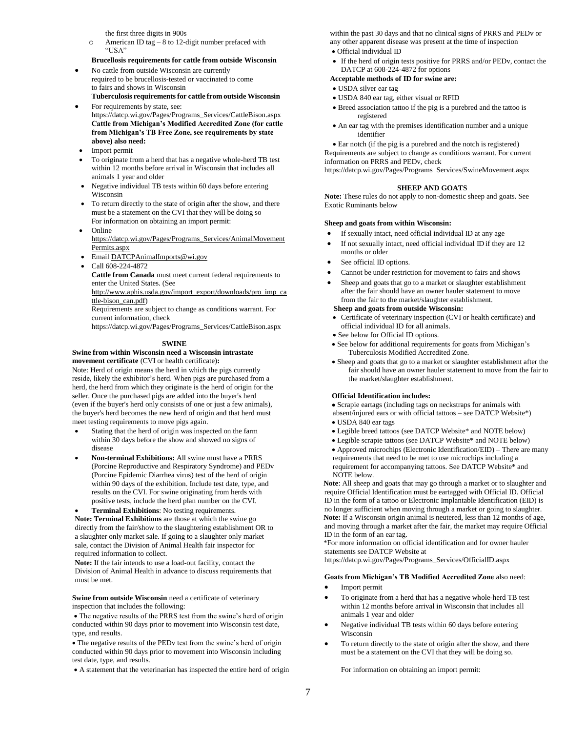the first three digits in 900s

- o American ID tag – 8 to 12-digit number prefaced with "USA"

**Brucellosis requirements for cattle from outside Wisconsin**

- No cattle from outside Wisconsin are currently required to be brucellosis-tested or vaccinated to come to fairs and shows in Wisconsin

**Tuberculosis requirements for cattle from outside Wisconsin**

- For requirements by state, see: https://datcp.wi.gov/Pages/Programs_Services/CattleBison.aspx

**Cattle from Michigan's Modified Accredited Zone (for cattle from Michigan's TB Free Zone, see requirements by state above) also need:**

- Import permit
- To originate from a herd that has a negative whole-herd TB test within 12 months before arrival in Wisconsin that includes all animals 1 year and older
- Negative individual TB tests within 60 days before entering Wisconsin
- To return directly to the state of origin after the show, and there must be a statement on the CVI that they will be doing so

For information on obtaining an import permit:

- Online https://datcp.wi.gov/Pages/Programs_Services/AnimalMovementPermits.aspx
- Email DATCPAnimalImports@wi.gov
- Call 608-224-4872

**Cattle from Canada** must meet current federal requirements to enter the United States. (See http://www.aphis.usda.gov/import_export/downloads/pro_imp_cattle-bison_can.pdf)

Requirements are subject to change as conditions warrant. For current information, check https://datcp.wi.gov/Pages/Programs_Services/CattleBison.aspx

## SWINE

**Swine from within Wisconsin need a Wisconsin intrastate movement certificate** (CVI or health certificate)**:**

Note: Herd of origin means the herd in which the pigs currently reside, likely the exhibitor's herd. When pigs are purchased from a herd, the herd from which they originate is the herd of origin for the seller. Once the purchased pigs are added into the buyer's herd (even if the buyer's herd only consists of one or just a few animals), the buyer's herd becomes the new herd of origin and that herd must meet testing requirements to move pigs again.

- Stating that the herd of origin was inspected on the farm within 30 days before the show and showed no signs of disease
- **Non-terminal Exhibitions:** All swine must have a PRRS (Porcine Reproductive and Respiratory Syndrome) and PEDv (Porcine Epidemic Diarrhea virus) test of the herd of origin within 90 days of the exhibition. Include test date, type, and results on the CVI. For swine originating from herds with positive tests, include the herd plan number on the CVI.
- **Terminal Exhibitions**: No testing requirements.

**Note: Terminal Exhibitions** are those at which the swine go directly from the fair/show to the slaughtering establishment OR to a slaughter only market sale. If going to a slaughter only market sale, contact the Division of Animal Health fair inspector for required information to collect.

**Note:** If the fair intends to use a load-out facility, contact the Division of Animal Health in advance to discuss requirements that must be met.

**Swine from outside Wisconsin** need a certificate of veterinary inspection that includes the following:

- The negative results of the PRRS test from the swine's herd of origin conducted within 90 days prior to movement into Wisconsin test date, type, and results.
- The negative results of the PEDv test from the swine's herd of origin conducted within 90 days prior to movement into Wisconsin including test date, type, and results.
- A statement that the veterinarian has inspected the entire herd of origin within the past 30 days and that no clinical signs of PRRS and PEDv or any other apparent disease was present at the time of inspection
- Official individual ID
- If the herd of origin tests positive for PRRS and/or PEDv, contact the DATCP at 608-224-4872 for options

**Acceptable methods of ID for swine are:**

- USDA silver ear tag
- USDA 840 ear tag, either visual or RFID
- Breed association tattoo if the pig is a purebred and the tattoo is registered
- An ear tag with the premises identification number and a unique identifier
- Ear notch (if the pig is a purebred and the notch is registered)

Requirements are subject to change as conditions warrant. For current information on PRRS and PEDv, check https://datcp.wi.gov/Pages/Programs_Services/SwineMovement.aspx

## SHEEP AND GOATS

**Note:** These rules do not apply to non-domestic sheep and goats. See Exotic Ruminants below

**Sheep and goats from within Wisconsin:**

- If sexually intact, need official individual ID at any age
- If not sexually intact, need official individual ID if they are 12 months or older
- See official ID options.
- Cannot be under restriction for movement to fairs and shows
- Sheep and goats that go to a market or slaughter establishment after the fair should have an owner hauler statement to move from the fair to the market/slaughter establishment.

**Sheep and goats from outside Wisconsin:**

- Certificate of veterinary inspection (CVI or health certificate) and official individual ID for all animals.
- See below for Official ID options.
- See below for additional requirements for goats from Michigan's Tuberculosis Modified Accredited Zone.
- Sheep and goats that go to a market or slaughter establishment after the fair should have an owner hauler statement to move from the fair to the market/slaughter establishment.

**Official Identification includes:**

- Scrapie eartags (including tags on neckstraps for animals with absent/injured ears or with official tattoos – see DATCP Website*)
- USDA 840 ear tags
- Legible breed tattoos (see DATCP Website* and NOTE below)
- Legible scrapie tattoos (see DATCP Website* and NOTE below)
- Approved microchips (Electronic Identification/EID) – There are many requirements that need to be met to use microchips including a requirement for accompanying tattoos. See DATCP Website* and NOTE below.

**Note**: All sheep and goats that may go through a market or to slaughter and require Official Identification must be eartagged with Official ID. Official ID in the form of a tattoo or Electronic Implantable Identification (EID) is no longer sufficient when moving through a market or going to slaughter.

**Note:** If a Wisconsin origin animal is neutered, less than 12 months of age, and moving through a market after the fair, the market may require Official ID in the form of an ear tag.

*For more information on official identification and for owner hauler statements see DATCP Website at https://datcp.wi.gov/Pages/Programs_Services/OfficialID.aspx

**Goats from Michigan's TB Modified Accredited Zone** also need:

- Import permit
- To originate from a herd that has a negative whole-herd TB test within 12 months before arrival in Wisconsin that includes all animals 1 year and older
- Negative individual TB tests within 60 days before entering Wisconsin
- To return directly to the state of origin after the show, and there must be a statement on the CVI that they will be doing so.

For information on obtaining an import permit: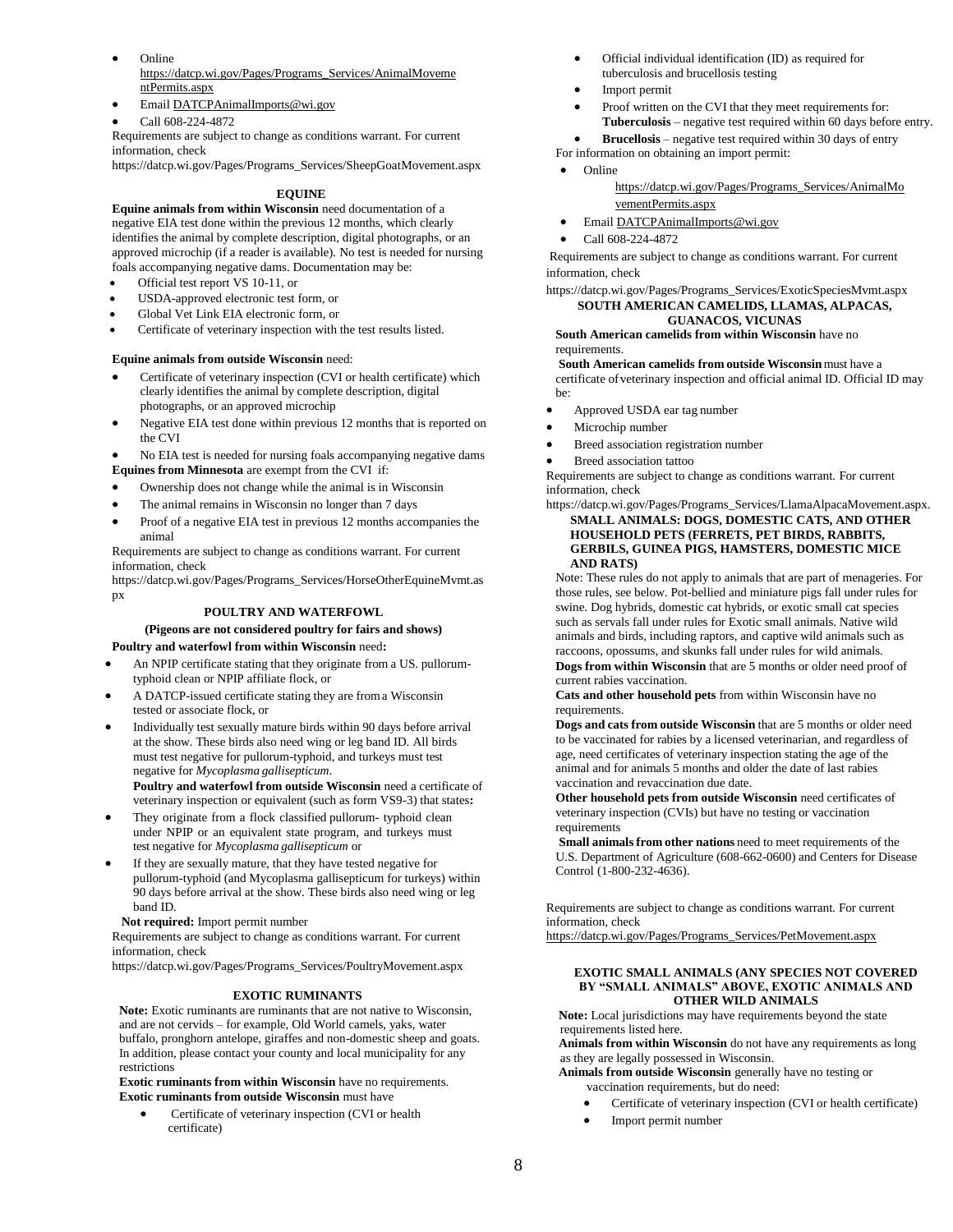- Online https://datcp.wi.gov/Pages/Programs_Services/AnimalMovementPermits.aspx
- Email DATCPAnimalImports@wi.gov
- Call 608-224-4872

Requirements are subject to change as conditions warrant. For current information, check https://datcp.wi.gov/Pages/Programs_Services/SheepGoatMovement.aspx

### EQUINE

**Equine animals from within Wisconsin** need documentation of a negative EIA test done within the previous 12 months, which clearly identifies the animal by complete description, digital photographs, or an approved microchip (if a reader is available). No test is needed for nursing foals accompanying negative dams. Documentation may be:

- Official test report VS 10-11, or
- USDA-approved electronic test form, or
- Global Vet Link EIA electronic form, or
- Certificate of veterinary inspection with the test results listed.

**Equine animals from outside Wisconsin** need:

- Certificate of veterinary inspection (CVI or health certificate) which clearly identifies the animal by complete description, digital photographs, or an approved microchip
- Negative EIA test done within previous 12 months that is reported on the CVI
- No EIA test is needed for nursing foals accompanying negative dams

**Equines from Minnesota** are exempt from the CVI if:

- Ownership does not change while the animal is in Wisconsin
- The animal remains in Wisconsin no longer than 7 days
- Proof of a negative EIA test in previous 12 months accompanies the animal

Requirements are subject to change as conditions warrant. For current information, check https://datcp.wi.gov/Pages/Programs_Services/HorseOtherEquineMvmt.aspx

### POULTRY AND WATERFOWL

**(Pigeons are not considered poultry for fairs and shows)**

**Poultry and waterfowl from within Wisconsin** need**:**

- An NPIP certificate stating that they originate from a US. pullorum-typhoid clean or NPIP affiliate flock, or
- A DATCP-issued certificate stating they are from a Wisconsin tested or associate flock, or
- Individually test sexually mature birds within 90 days before arrival at the show. These birds also need wing or leg band ID. All birds must test negative for pullorum-typhoid, and turkeys must test negative for *Mycoplasma gallisepticum*.

**Poultry and waterfowl from outside Wisconsin** need a certificate of veterinary inspection or equivalent (such as form VS9-3) that states**:**

- They originate from a flock classified pullorum- typhoid clean under NPIP or an equivalent state program, and turkeys must test negative for *Mycoplasma gallisepticum* or
- If they are sexually mature, that they have tested negative for pullorum-typhoid (and Mycoplasma gallisepticum for turkeys) within 90 days before arrival at the show. These birds also need wing or leg band ID.

**Not required:** Import permit number

Requirements are subject to change as conditions warrant. For current information, check https://datcp.wi.gov/Pages/Programs_Services/PoultryMovement.aspx

### EXOTIC RUMINANTS

**Note:** Exotic ruminants are ruminants that are not native to Wisconsin, and are not cervids – for example, Old World camels, yaks, water buffalo, pronghorn antelope, giraffes and non-domestic sheep and goats. In addition, please contact your county and local municipality for any restrictions

**Exotic ruminants from within Wisconsin** have no requirements.

**Exotic ruminants from outside Wisconsin** must have

- Certificate of veterinary inspection (CVI or health certificate)
- Official individual identification (ID) as required for tuberculosis and brucellosis testing
- Import permit
- Proof written on the CVI that they meet requirements for: **Tuberculosis** – negative test required within 60 days before entry.
- **Brucellosis** – negative test required within 30 days of entry

For information on obtaining an import permit:

- Online https://datcp.wi.gov/Pages/Programs_Services/AnimalMovementPermits.aspx
- Email DATCPAnimalImports@wi.gov
- Call 608-224-4872

Requirements are subject to change as conditions warrant. For current information, check https://datcp.wi.gov/Pages/Programs_Services/ExoticSpeciesMvmt.aspx

### SOUTH AMERICAN CAMELIDS, LLAMAS, ALPACAS, GUANACOS, VICUNAS

**South American camelids from within Wisconsin** have no requirements.

**South American camelids from outside Wisconsin** must have a certificate of veterinary inspection and official animal ID. Official ID may be:

- Approved USDA ear tag number
- Microchip number
- Breed association registration number
- Breed association tattoo

Requirements are subject to change as conditions warrant. For current information, check https://datcp.wi.gov/Pages/Programs_Services/LlamaAlpacaMovement.aspx.

### SMALL ANIMALS: DOGS, DOMESTIC CATS, AND OTHER HOUSEHOLD PETS (FERRETS, PET BIRDS, RABBITS, GERBILS, GUINEA PIGS, HAMSTERS, DOMESTIC MICE AND RATS)

Note: These rules do not apply to animals that are part of menageries. For those rules, see below. Pot-bellied and miniature pigs fall under rules for swine. Dog hybrids, domestic cat hybrids, or exotic small cat species such as servals fall under rules for Exotic small animals. Native wild animals and birds, including raptors, and captive wild animals such as raccoons, opossums, and skunks fall under rules for wild animals.

**Dogs from within Wisconsin** that are 5 months or older need proof of current rabies vaccination.

**Cats and other household pets** from within Wisconsin have no requirements.

**Dogs and cats from outside Wisconsin** that are 5 months or older need to be vaccinated for rabies by a licensed veterinarian, and regardless of age, need certificates of veterinary inspection stating the age of the animal and for animals 5 months and older the date of last rabies vaccination and revaccination due date.

**Other household pets from outside Wisconsin** need certificates of veterinary inspection (CVIs) but have no testing or vaccination requirements

**Small animals from other nations** need to meet requirements of the U.S. Department of Agriculture (608-662-0600) and Centers for Disease Control (1-800-232-4636).

Requirements are subject to change as conditions warrant. For current information, check https://datcp.wi.gov/Pages/Programs_Services/PetMovement.aspx

### EXOTIC SMALL ANIMALS (ANY SPECIES NOT COVERED BY "SMALL ANIMALS" ABOVE, EXOTIC ANIMALS AND OTHER WILD ANIMALS

**Note:** Local jurisdictions may have requirements beyond the state requirements listed here.

**Animals from within Wisconsin** do not have any requirements as long as they are legally possessed in Wisconsin.

**Animals from outside Wisconsin** generally have no testing or vaccination requirements, but do need:

- Certificate of veterinary inspection (CVI or health certificate)
- Import permit number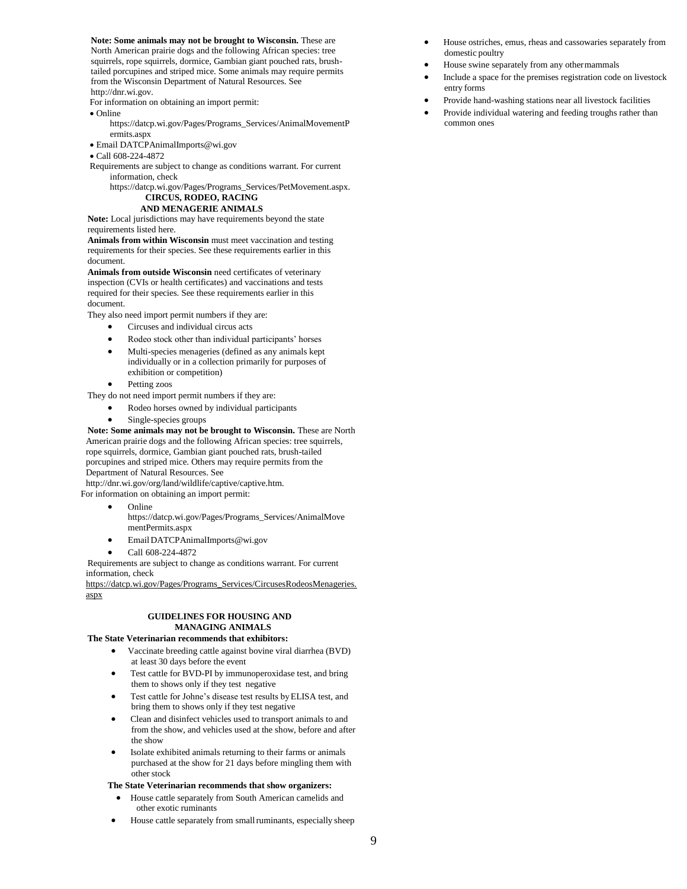**Note: Some animals may not be brought to Wisconsin.** These are North American prairie dogs and the following African species: tree squirrels, rope squirrels, dormice, Gambian giant pouched rats, brush-tailed porcupines and striped mice. Some animals may require permits from the Wisconsin Department of Natural Resources. See http://dnr.wi.gov.

For information on obtaining an import permit:

- Online https://datcp.wi.gov/Pages/Programs_Services/AnimalMovementPermits.aspx
- Email DATCPAnimalImports@wi.gov
- Call 608-224-4872

Requirements are subject to change as conditions warrant. For current information, check https://datcp.wi.gov/Pages/Programs_Services/PetMovement.aspx.

## CIRCUS, RODEO, RACING AND MENAGERIE ANIMALS

**Note:** Local jurisdictions may have requirements beyond the state requirements listed here.

**Animals from within Wisconsin** must meet vaccination and testing requirements for their species. See these requirements earlier in this document.

**Animals from outside Wisconsin** need certificates of veterinary inspection (CVIs or health certificates) and vaccinations and tests required for their species. See these requirements earlier in this document.

They also need import permit numbers if they are:

- Circuses and individual circus acts
- Rodeo stock other than individual participants' horses
- Multi-species menageries (defined as any animals kept individually or in a collection primarily for purposes of exhibition or competition)
- Petting zoos

They do not need import permit numbers if they are:

- Rodeo horses owned by individual participants
- Single-species groups

**Note: Some animals may not be brought to Wisconsin.** These are North American prairie dogs and the following African species: tree squirrels, rope squirrels, dormice, Gambian giant pouched rats, brush-tailed porcupines and striped mice. Others may require permits from the Department of Natural Resources. See http://dnr.wi.gov/org/land/wildlife/captive/captive.htm.

For information on obtaining an import permit:

- Online https://datcp.wi.gov/Pages/Programs_Services/AnimalMovementPermits.aspx
- Email DATCPAnimalImports@wi.gov
- Call 608-224-4872

Requirements are subject to change as conditions warrant. For current information, check https://datcp.wi.gov/Pages/Programs_Services/CircusesRodeosMenageries.aspx

## GUIDELINES FOR HOUSING AND MANAGING ANIMALS

**The State Veterinarian recommends that exhibitors:**

- Vaccinate breeding cattle against bovine viral diarrhea (BVD) at least 30 days before the event
- Test cattle for BVD-PI by immunoperoxidase test, and bring them to shows only if they test negative
- Test cattle for Johne's disease test results by ELISA test, and bring them to shows only if they test negative
- Clean and disinfect vehicles used to transport animals to and from the show, and vehicles used at the show, before and after the show
- Isolate exhibited animals returning to their farms or animals purchased at the show for 21 days before mingling them with other stock

**The State Veterinarian recommends that show organizers:**

- House cattle separately from South American camelids and other exotic ruminants
- House cattle separately from small ruminants, especially sheep
- House ostriches, emus, rheas and cassowaries separately from domestic poultry
- House swine separately from any other mammals
- Include a space for the premises registration code on livestock entry forms
- Provide hand-washing stations near all livestock facilities
- Provide individual watering and feeding troughs rather than common ones